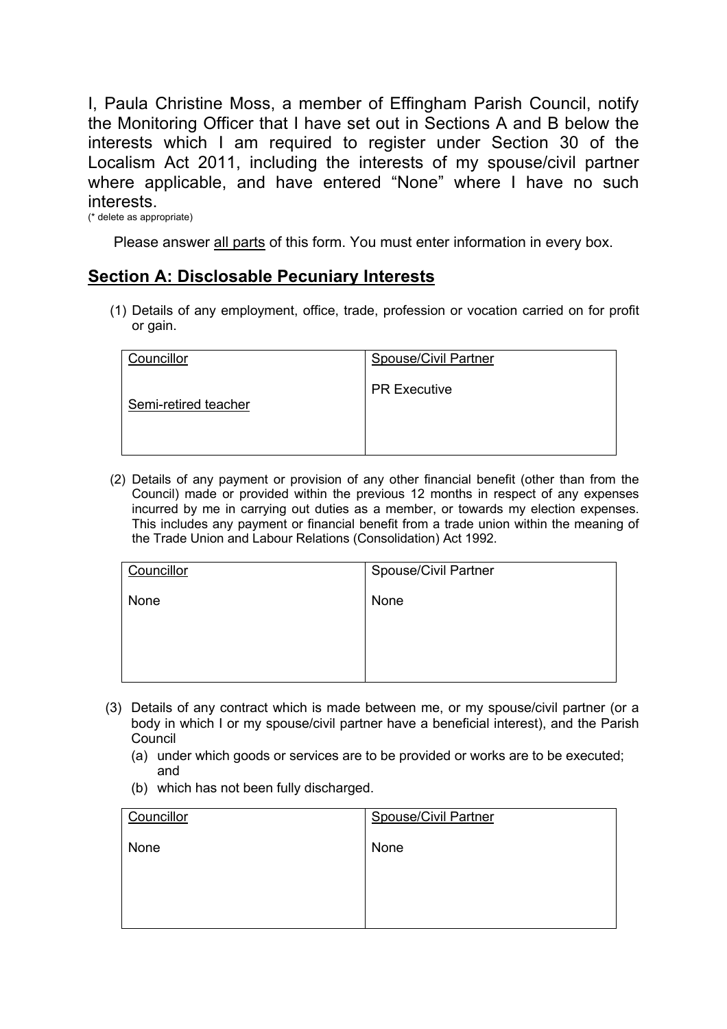I, Paula Christine Moss, a member of Effingham Parish Council, notify the Monitoring Officer that I have set out in Sections A and B below the interests which I am required to register under Section 30 of the Localism Act 2011, including the interests of my spouse/civil partner where applicable, and have entered "None" where I have no such interests.
(* delete as appropriate)

Please answer all parts of this form. You must enter information in every box.

## Section A: Disclosable Pecuniary Interests

(1) Details of any employment, office, trade, profession or vocation carried on for profit or gain.

| Councillor | Spouse/Civil Partner |
|---|---|
| Semi-retired teacher | PR Executive |

(2) Details of any payment or provision of any other financial benefit (other than from the Council) made or provided within the previous 12 months in respect of any expenses incurred by me in carrying out duties as a member, or towards my election expenses. This includes any payment or financial benefit from a trade union within the meaning of the Trade Union and Labour Relations (Consolidation) Act 1992.

| Councillor | Spouse/Civil Partner |
|---|---|
| None | None |

(3) Details of any contract which is made between me, or my spouse/civil partner (or a body in which I or my spouse/civil partner have a beneficial interest), and the Parish Council

(a) under which goods or services are to be provided or works are to be executed; and

(b) which has not been fully discharged.

| Councillor | Spouse/Civil Partner |
|---|---|
| None | None |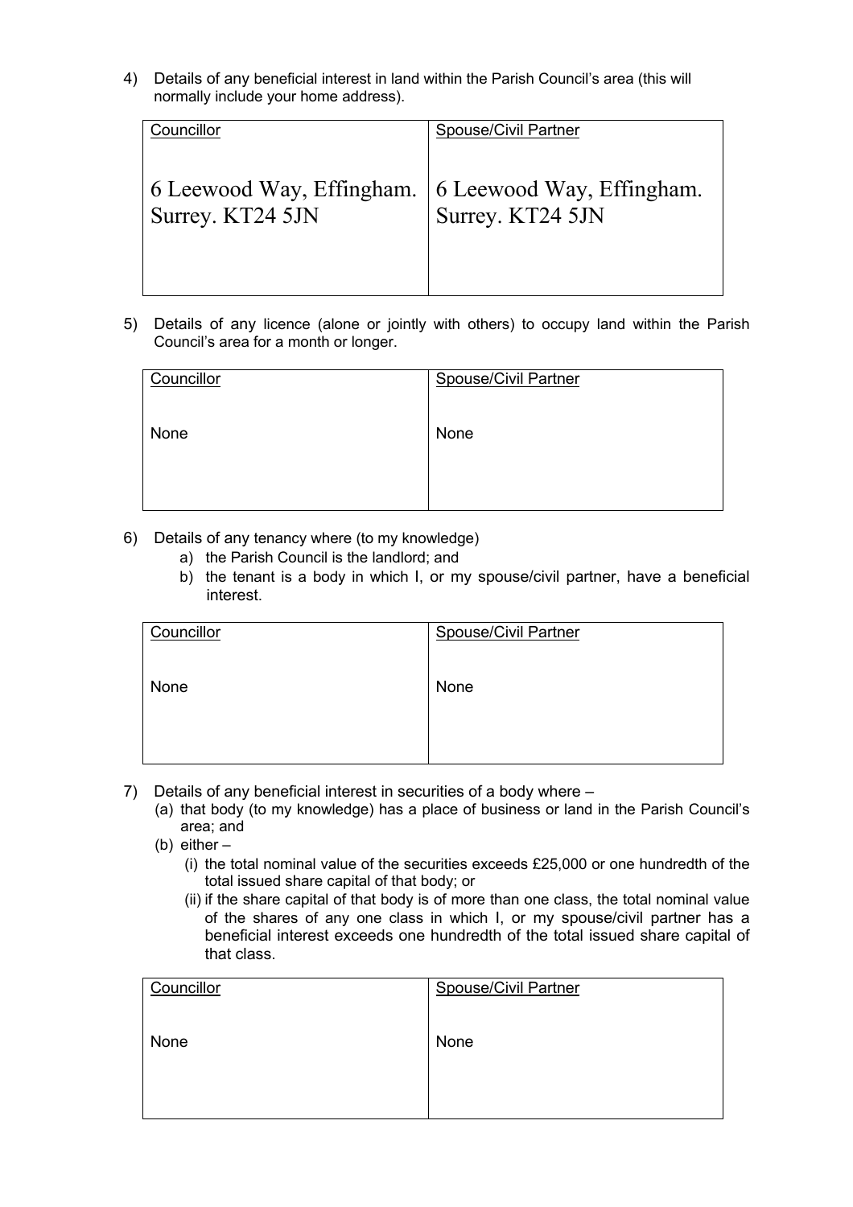4) Details of any beneficial interest in land within the Parish Council's area (this will normally include your home address).

| Councillor | Spouse/Civil Partner |
| --- | --- |
| 6 Leewood Way, Effingham. Surrey. KT24 5JN | 6 Leewood Way, Effingham. Surrey. KT24 5JN |

5) Details of any licence (alone or jointly with others) to occupy land within the Parish Council's area for a month or longer.

| Councillor | Spouse/Civil Partner |
| --- | --- |
| None | None |

6) Details of any tenancy where (to my knowledge)
   a) the Parish Council is the landlord; and
   b) the tenant is a body in which I, or my spouse/civil partner, have a beneficial interest.

| Councillor | Spouse/Civil Partner |
| --- | --- |
| None | None |

7) Details of any beneficial interest in securities of a body where –
   (a) that body (to my knowledge) has a place of business or land in the Parish Council's area; and
   (b) either –
      (i) the total nominal value of the securities exceeds £25,000 or one hundredth of the total issued share capital of that body; or
      (ii) if the share capital of that body is of more than one class, the total nominal value of the shares of any one class in which I, or my spouse/civil partner has a beneficial interest exceeds one hundredth of the total issued share capital of that class.

| Councillor | Spouse/Civil Partner |
| --- | --- |
| None | None |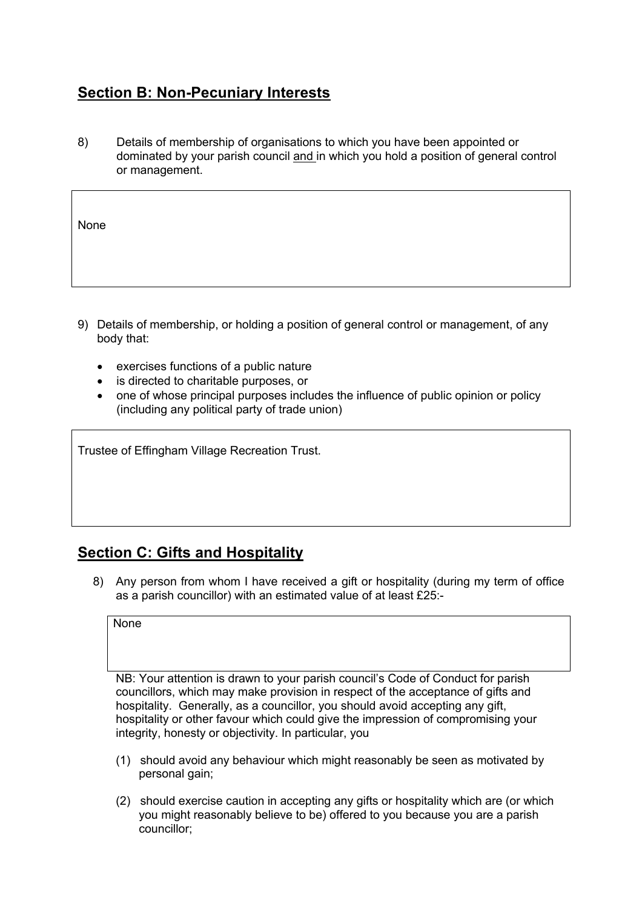## Section B: Non-Pecuniary Interests

8) Details of membership of organisations to which you have been appointed or dominated by your parish council <u>and</u> in which you hold a position of general control or management.

| None |
|---|

9) Details of membership, or holding a position of general control or management, of any body that:

- exercises functions of a public nature
- is directed to charitable purposes, or
- one of whose principal purposes includes the influence of public opinion or policy (including any political party of trade union)

| Trustee of Effingham Village Recreation Trust. |
|---|

## Section C: Gifts and Hospitality

8) Any person from whom I have received a gift or hospitality (during my term of office as a parish councillor) with an estimated value of at least £25:-

| None |
|---|

NB: Your attention is drawn to your parish council's Code of Conduct for parish councillors, which may make provision in respect of the acceptance of gifts and hospitality. Generally, as a councillor, you should avoid accepting any gift, hospitality or other favour which could give the impression of compromising your integrity, honesty or objectivity. In particular, you

(1) should avoid any behaviour which might reasonably be seen as motivated by personal gain;

(2) should exercise caution in accepting any gifts or hospitality which are (or which you might reasonably believe to be) offered to you because you are a parish councillor;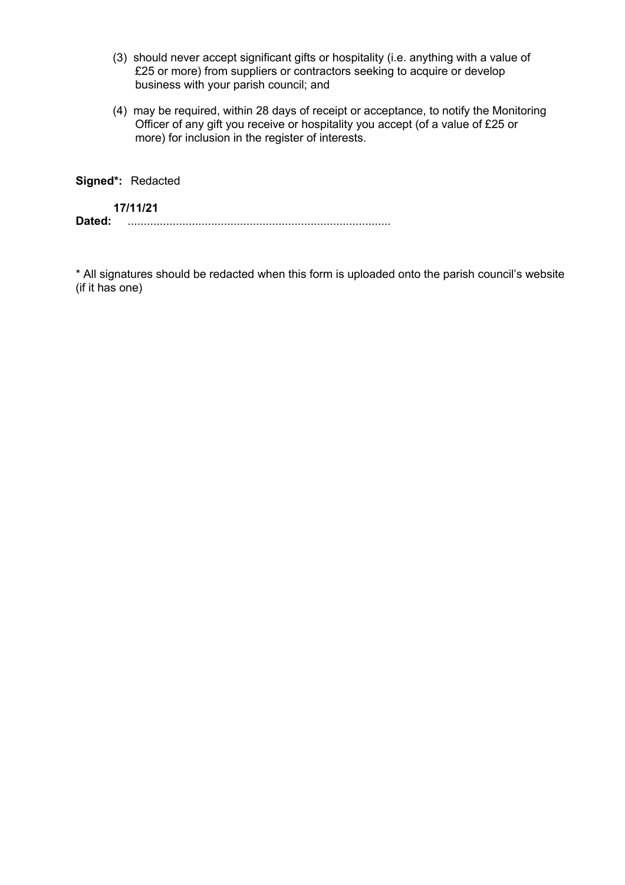(3) should never accept significant gifts or hospitality (i.e. anything with a value of £25 or more) from suppliers or contractors seeking to acquire or develop business with your parish council; and

(4) may be required, within 28 days of receipt or acceptance, to notify the Monitoring Officer of any gift you receive or hospitality you accept (of a value of £25 or more) for inclusion in the register of interests.

**Signed*:** Redacted

**Dated:** **17/11/21** .................................................................................

* All signatures should be redacted when this form is uploaded onto the parish council's website (if it has one)